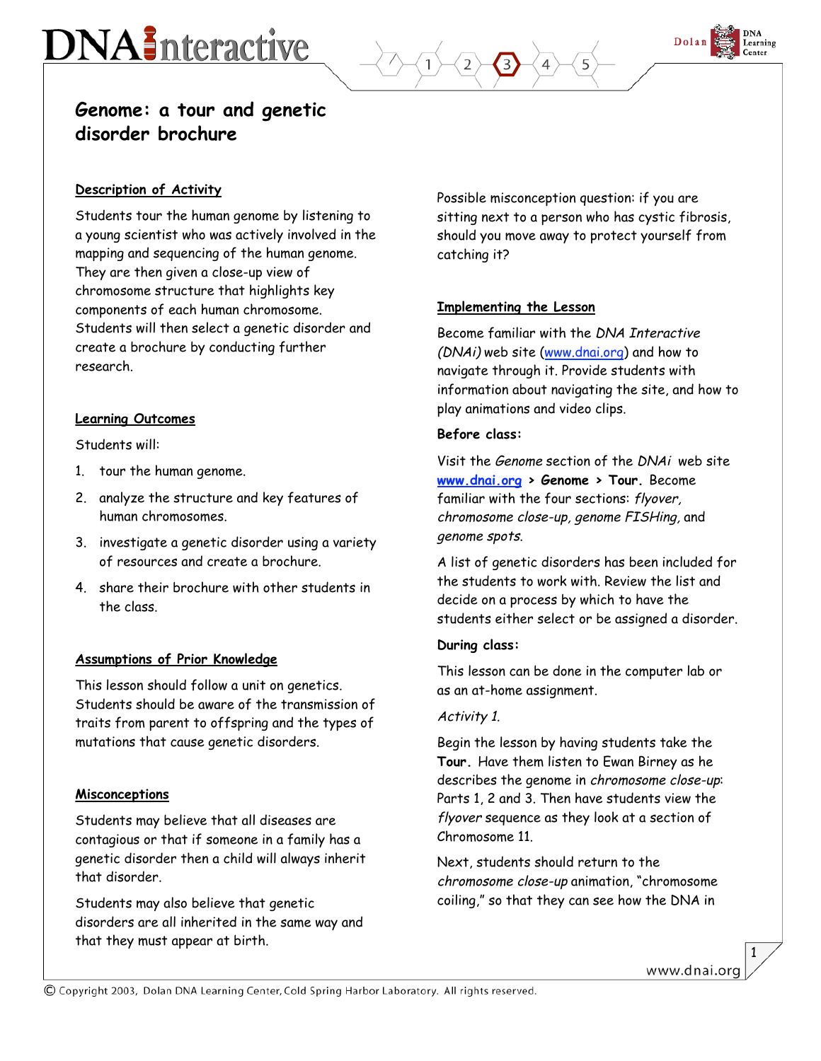# Genome: a tour and genetic disorder brochure

## Description of Activity

Students tour the human genome by listening to a young scientist who was actively involved in the mapping and sequencing of the human genome. They are then given a close-up view of chromosome structure that highlights key components of each human chromosome. Students will then select a genetic disorder and create a brochure by conducting further research.

## Learning Outcomes

Students will:

1. tour the human genome.
2. analyze the structure and key features of human chromosomes.
3. investigate a genetic disorder using a variety of resources and create a brochure.
4. share their brochure with other students in the class.

## Assumptions of Prior Knowledge

This lesson should follow a unit on genetics. Students should be aware of the transmission of traits from parent to offspring and the types of mutations that cause genetic disorders.

## Misconceptions

Students may believe that all diseases are contagious or that if someone in a family has a genetic disorder then a child will always inherit that disorder.

Students may also believe that genetic disorders are all inherited in the same way and that they must appear at birth.

Possible misconception question: if you are sitting next to a person who has cystic fibrosis, should you move away to protect yourself from catching it?

## Implementing the Lesson

Become familiar with the *DNA Interactive (DNAi)* web site (www.dnai.org) and how to navigate through it. Provide students with information about navigating the site, and how to play animations and video clips.

**Before class:**

Visit the *Genome* section of the *DNAi* web site **www.dnai.org > Genome > Tour.** Become familiar with the four sections: *flyover, chromosome close-up, genome FISHing,* and *genome spots*.

A list of genetic disorders has been included for the students to work with. Review the list and decide on a process by which to have the students either select or be assigned a disorder.

**During class:**

This lesson can be done in the computer lab or as an at-home assignment.

*Activity 1.*

Begin the lesson by having students take the **Tour.** Have them listen to Ewan Birney as he describes the genome in *chromosome close-up*: Parts 1, 2 and 3. Then have students view the *flyover* sequence as they look at a section of Chromosome 11.

Next, students should return to the *chromosome close-up* animation, "chromosome coiling," so that they can see how the DNA in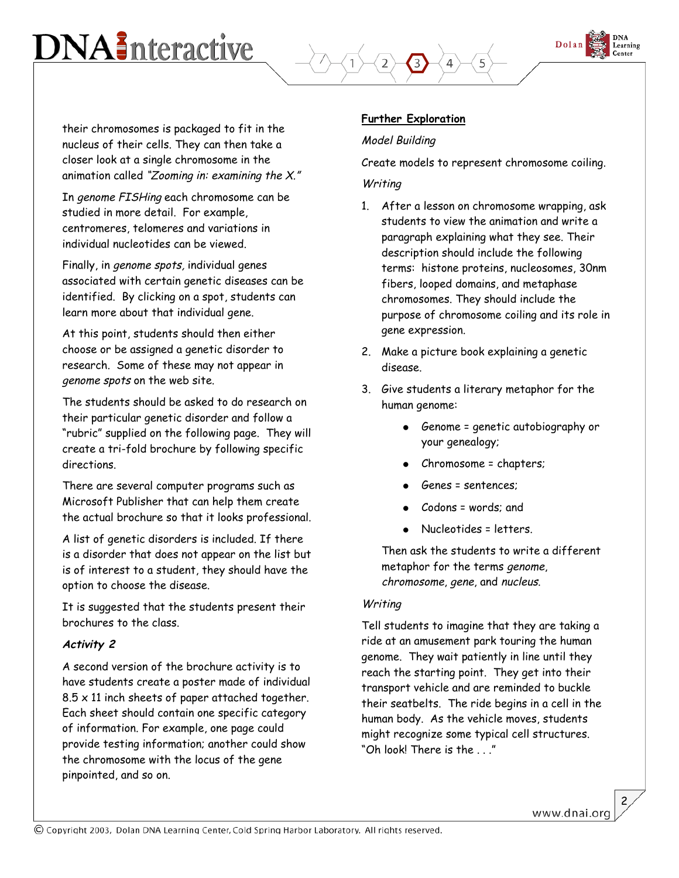their chromosomes is packaged to fit in the nucleus of their cells. They can then take a closer look at a single chromosome in the animation called *"Zooming in: examining the X."*

In *genome FISHing* each chromosome can be studied in more detail. For example, centromeres, telomeres and variations in individual nucleotides can be viewed.

Finally, in *genome spots,* individual genes associated with certain genetic diseases can be identified. By clicking on a spot, students can learn more about that individual gene.

At this point, students should then either choose or be assigned a genetic disorder to research. Some of these may not appear in *genome spots* on the web site.

The students should be asked to do research on their particular genetic disorder and follow a "rubric" supplied on the following page. They will create a tri-fold brochure by following specific directions.

There are several computer programs such as Microsoft Publisher that can help them create the actual brochure so that it looks professional.

A list of genetic disorders is included. If there is a disorder that does not appear on the list but is of interest to a student, they should have the option to choose the disease.

It is suggested that the students present their brochures to the class.

***Activity 2***

A second version of the brochure activity is to have students create a poster made of individual 8.5 x 11 inch sheets of paper attached together. Each sheet should contain one specific category of information. For example, one page could provide testing information; another could show the chromosome with the locus of the gene pinpointed, and so on.

## Further Exploration

*Model Building*

Create models to represent chromosome coiling.

*Writing*

1. After a lesson on chromosome wrapping, ask students to view the animation and write a paragraph explaining what they see. Their description should include the following terms: histone proteins, nucleosomes, 30nm fibers, looped domains, and metaphase chromosomes. They should include the purpose of chromosome coiling and its role in gene expression.
2. Make a picture book explaining a genetic disease.
3. Give students a literary metaphor for the human genome:
    - Genome = genetic autobiography or your genealogy;
    - Chromosome = chapters;
    - Genes = sentences;
    - Codons = words; and
    - Nucleotides = letters.

   Then ask the students to write a different metaphor for the terms *genome*, *chromosome*, *gene*, and *nucleus*.

*Writing*

Tell students to imagine that they are taking a ride at an amusement park touring the human genome. They wait patiently in line until they reach the starting point. They get into their transport vehicle and are reminded to buckle their seatbelts. The ride begins in a cell in the human body. As the vehicle moves, students might recognize some typical cell structures. "Oh look! There is the . . ."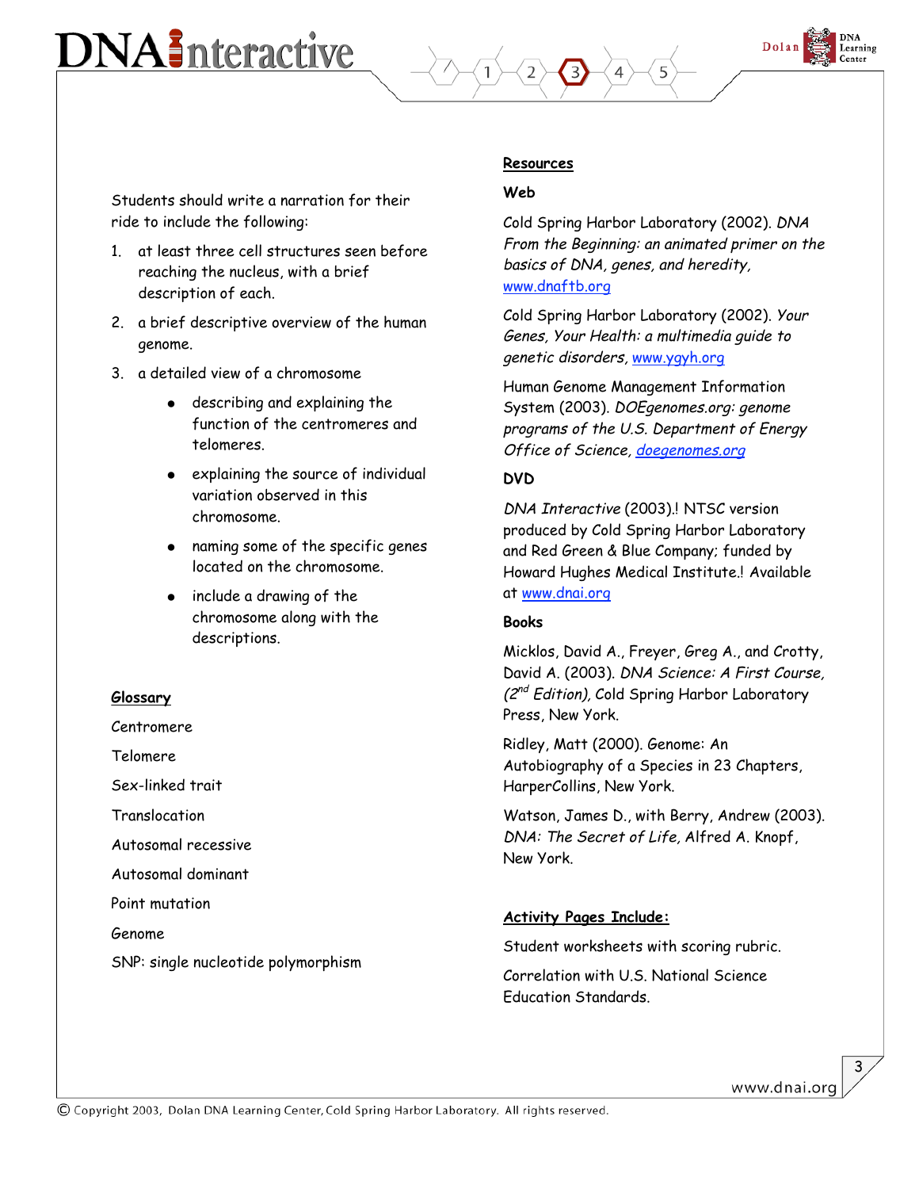Students should write a narration for their ride to include the following:

1. at least three cell structures seen before reaching the nucleus, with a brief description of each.
2. a brief descriptive overview of the human genome.
3. a detailed view of a chromosome
   - describing and explaining the function of the centromeres and telomeres.
   - explaining the source of individual variation observed in this chromosome.
   - naming some of the specific genes located on the chromosome.
   - include a drawing of the chromosome along with the descriptions.

## Glossary

Centromere

Telomere

Sex-linked trait

Translocation

Autosomal recessive

Autosomal dominant

Point mutation

Genome

SNP: single nucleotide polymorphism

## Resources

### Web

Cold Spring Harbor Laboratory (2002). *DNA From the Beginning: an animated primer on the basics of DNA, genes, and heredity*, www.dnaftb.org

Cold Spring Harbor Laboratory (2002). *Your Genes, Your Health: a multimedia guide to genetic disorders*, www.ygyh.org

Human Genome Management Information System (2003). *DOEgenomes.org: genome programs of the U.S. Department of Energy Office of Science*, *doegenomes.org*

### DVD

*DNA Interactive* (2003).! NTSC version produced by Cold Spring Harbor Laboratory and Red Green & Blue Company; funded by Howard Hughes Medical Institute.! Available at www.dnai.org

### Books

Micklos, David A., Freyer, Greg A., and Crotty, David A. (2003). *DNA Science: A First Course, (2nd Edition)*, Cold Spring Harbor Laboratory Press, New York.

Ridley, Matt (2000). Genome: An Autobiography of a Species in 23 Chapters, HarperCollins, New York.

Watson, James D., with Berry, Andrew (2003). *DNA: The Secret of Life*, Alfred A. Knopf, New York.

## Activity Pages Include:

Student worksheets with scoring rubric.

Correlation with U.S. National Science Education Standards.